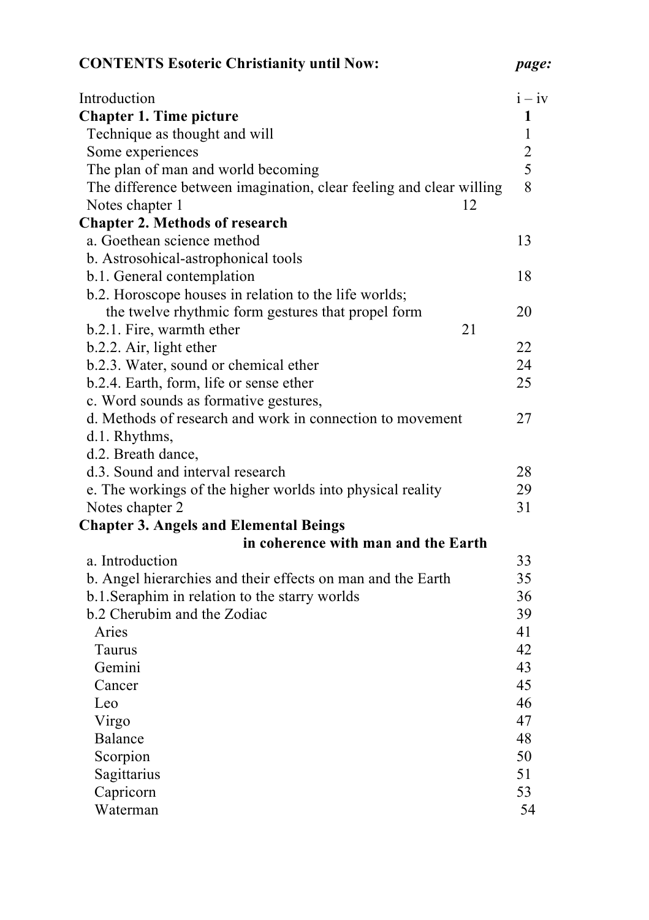**CONTENTS Esoteric Christianity until Now:** *page:*

| | |
|---|---|
| Introduction | i – iv |
| **Chapter 1. Time picture** | **1** |
| Technique as thought and will | 1 |
| Some experiences | 2 |
| The plan of man and world becoming | 5 |
| The difference between imagination, clear feeling and clear willing | 8 |
| Notes chapter 1 | 12 |
| **Chapter 2. Methods of research** | |
| a. Goethean science method | 13 |
| b. Astrosohical-astrophonical tools | |
| b.1. General contemplation | 18 |
| b.2. Horoscope houses in relation to the life worlds; the twelve rhythmic form gestures that propel form | 20 |
| b.2.1. Fire, warmth ether | 21 |
| b.2.2. Air, light ether | 22 |
| b.2.3. Water, sound or chemical ether | 24 |
| b.2.4. Earth, form, life or sense ether | 25 |
| c. Word sounds as formative gestures, | |
| d. Methods of research and work in connection to movement | 27 |
| d.1. Rhythms, | |
| d.2. Breath dance, | |
| d.3. Sound and interval research | 28 |
| e. The workings of the higher worlds into physical reality | 29 |
| Notes chapter 2 | 31 |
| **Chapter 3. Angels and Elemental Beings in coherence with man and the Earth** | |
| a. Introduction | 33 |
| b. Angel hierarchies and their effects on man and the Earth | 35 |
| b.1.Seraphim in relation to the starry worlds | 36 |
| b.2 Cherubim and the Zodiac | 39 |
| Aries | 41 |
| Taurus | 42 |
| Gemini | 43 |
| Cancer | 45 |
| Leo | 46 |
| Virgo | 47 |
| Balance | 48 |
| Scorpion | 50 |
| Sagittarius | 51 |
| Capricorn | 53 |
| Waterman | 54 |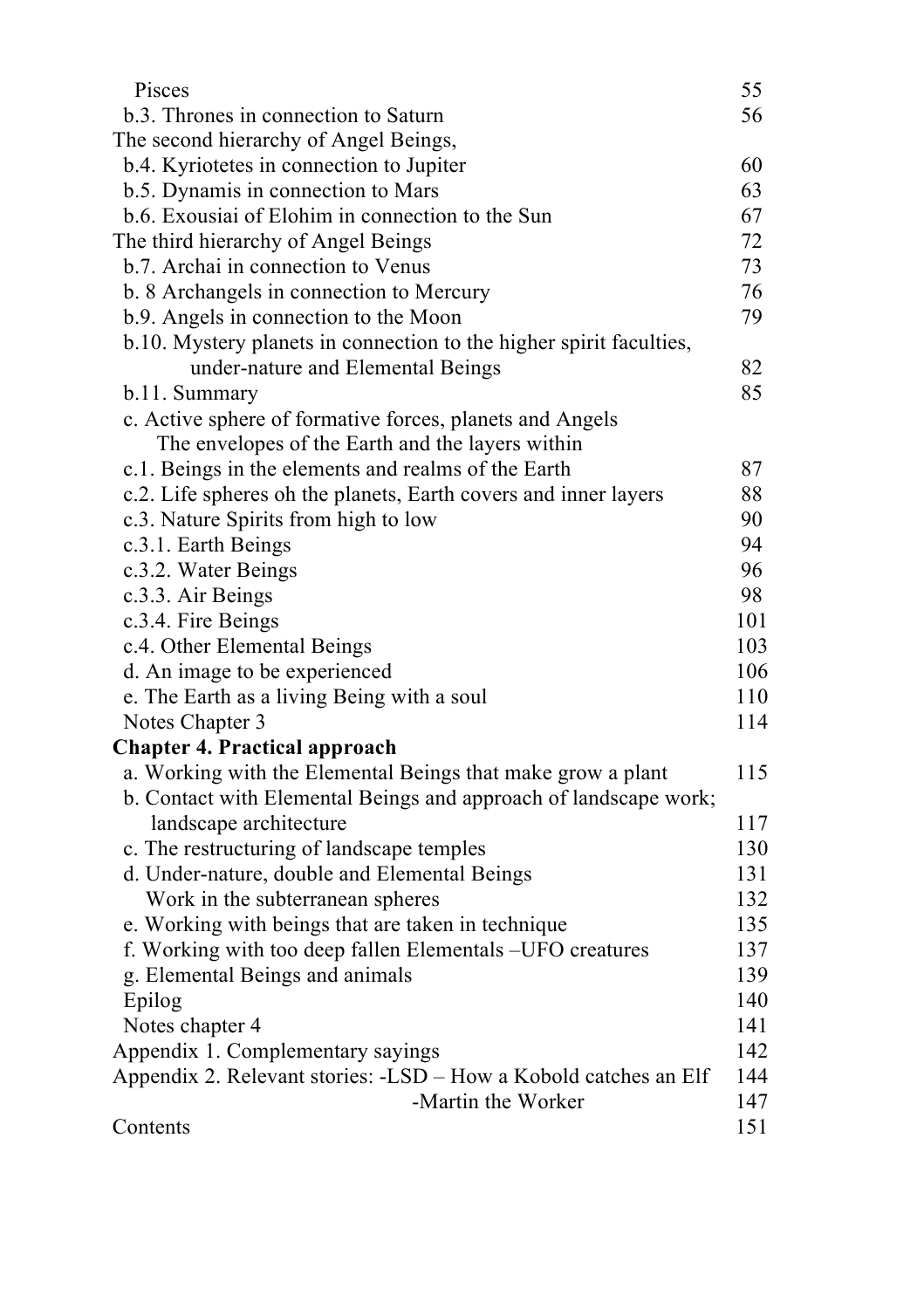Pisces 55
b.3. Thrones in connection to Saturn 56
The second hierarchy of Angel Beings,
b.4. Kyriotetes in connection to Jupiter 60
b.5. Dynamis in connection to Mars 63
b.6. Exousiai of Elohim in connection to the Sun 67
The third hierarchy of Angel Beings 72
b.7. Archai in connection to Venus 73
b. 8 Archangels in connection to Mercury 76
b.9. Angels in connection to the Moon 79
b.10. Mystery planets in connection to the higher spirit faculties, under-nature and Elemental Beings 82
b.11. Summary 85
c. Active sphere of formative forces, planets and Angels
The envelopes of the Earth and the layers within
c.1. Beings in the elements and realms of the Earth 87
c.2. Life spheres oh the planets, Earth covers and inner layers 88
c.3. Nature Spirits from high to low 90
c.3.1. Earth Beings 94
c.3.2. Water Beings 96
c.3.3. Air Beings 98
c.3.4. Fire Beings 101
c.4. Other Elemental Beings 103
d. An image to be experienced 106
e. The Earth as a living Being with a soul 110
Notes Chapter 3 114

**Chapter 4. Practical approach**

a. Working with the Elemental Beings that make grow a plant 115
b. Contact with Elemental Beings and approach of landscape work; landscape architecture 117
c. The restructuring of landscape temples 130
d. Under-nature, double and Elemental Beings 131
Work in the subterranean spheres 132
e. Working with beings that are taken in technique 135
f. Working with too deep fallen Elementals –UFO creatures 137
g. Elemental Beings and animals 139
Epilog 140
Notes chapter 4 141
Appendix 1. Complementary sayings 142
Appendix 2. Relevant stories: -LSD – How a Kobold catches an Elf 144
-Martin the Worker 147
Contents 151